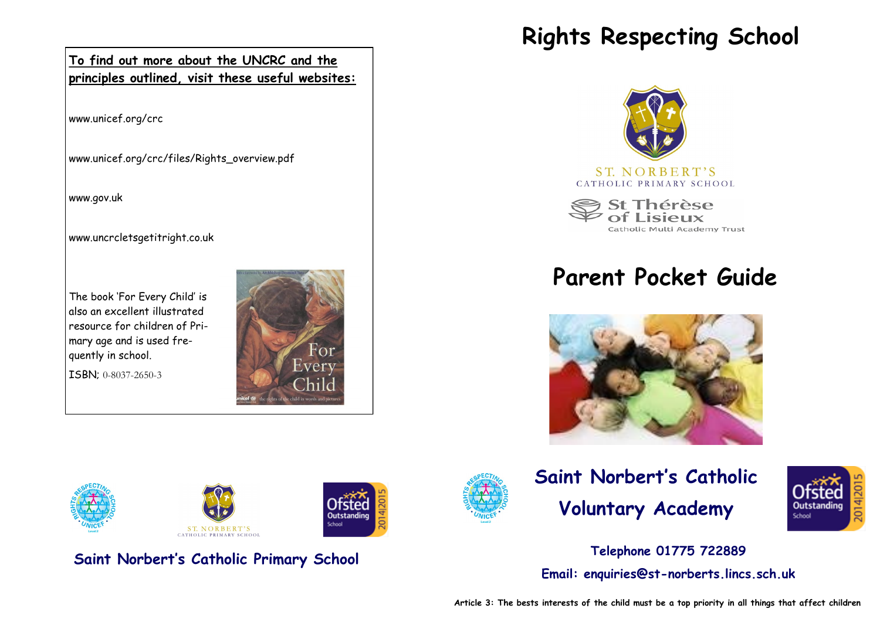**To find out more about the UNCRC and the principles outlined, visit these useful websites:**

www.unicef.org/crc

www.unicef.org/crc/files/Rights_overview.pdf

www.gov.uk

www.uncrcletsgetitright.co.uk

The book 'For Every Child' is also an excellent illustrated resource for children of Primary age and is used frequently in school.

ISBN; 0-8037-2650-3

**Saint Norbert's Catholic Primary School**

# Rights Respecting School

ST. NORBERT'S
CATHOLIC PRIMARY SCHOOL

St Thérèse of Lisieux
Catholic Multi Academy Trust

# Parent Pocket Guide

## Saint Norbert's Catholic Voluntary Academy

**Telephone 01775 722889**

**Email: enquiries@st-norberts.lincs.sch.uk**

**Article 3: The bests interests of the child must be a top priority in all things that affect children**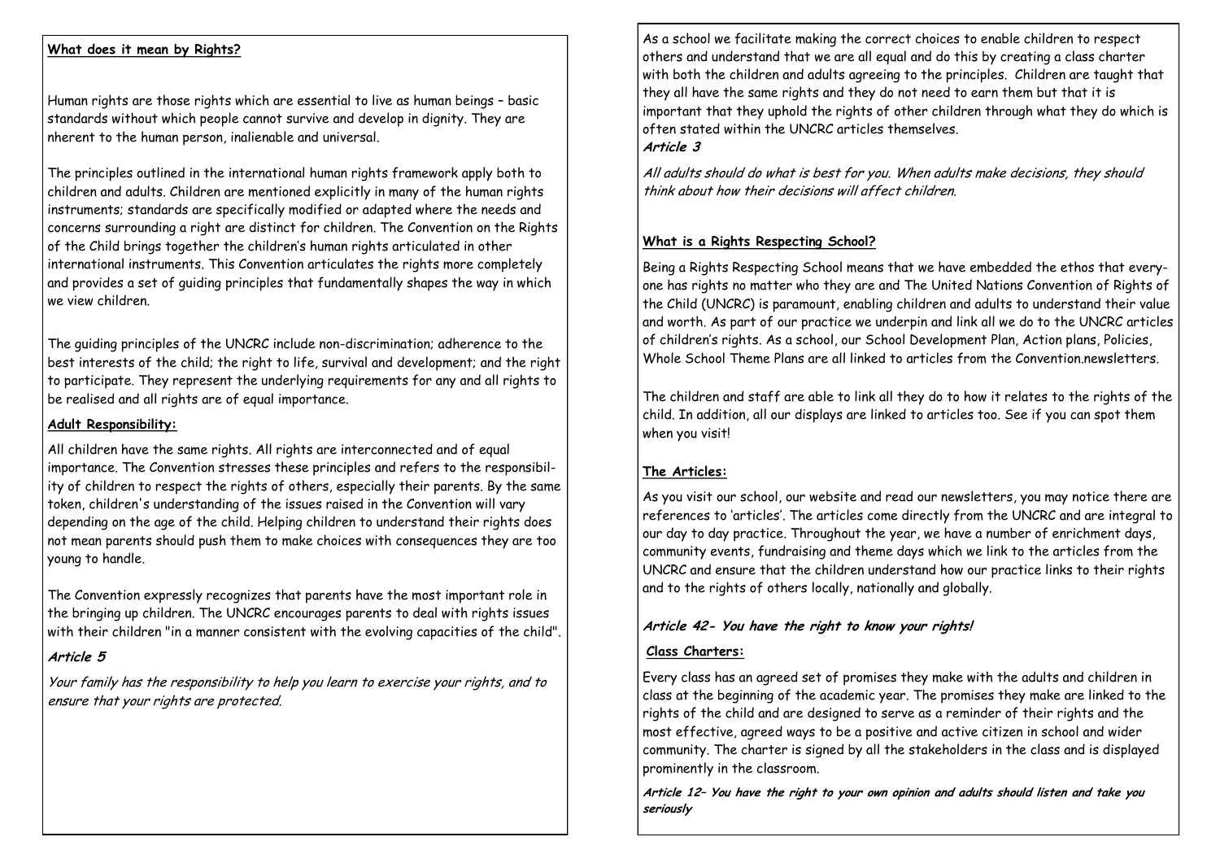**What does it mean by Rights?**

Human rights are those rights which are essential to live as human beings – basic standards without which people cannot survive and develop in dignity. They are nherent to the human person, inalienable and universal.

The principles outlined in the international human rights framework apply both to children and adults. Children are mentioned explicitly in many of the human rights instruments; standards are specifically modified or adapted where the needs and concerns surrounding a right are distinct for children. The Convention on the Rights of the Child brings together the children's human rights articulated in other international instruments. This Convention articulates the rights more completely and provides a set of guiding principles that fundamentally shapes the way in which we view children.

The guiding principles of the UNCRC include non-discrimination; adherence to the best interests of the child; the right to life, survival and development; and the right to participate. They represent the underlying requirements for any and all rights to be realised and all rights are of equal importance.

**Adult Responsibility:**

All children have the same rights. All rights are interconnected and of equal importance. The Convention stresses these principles and refers to the responsibility of children to respect the rights of others, especially their parents. By the same token, children's understanding of the issues raised in the Convention will vary depending on the age of the child. Helping children to understand their rights does not mean parents should push them to make choices with consequences they are too young to handle.

The Convention expressly recognizes that parents have the most important role in the bringing up children. The UNCRC encourages parents to deal with rights issues with their children "in a manner consistent with the evolving capacities of the child".

***Article 5***

*Your family has the responsibility to help you learn to exercise your rights, and to ensure that your rights are protected.*

As a school we facilitate making the correct choices to enable children to respect others and understand that we are all equal and do this by creating a class charter with both the children and adults agreeing to the principles. Children are taught that they all have the same rights and they do not need to earn them but that it is important that they uphold the rights of other children through what they do which is often stated within the UNCRC articles themselves.

***Article 3***

*All adults should do what is best for you. When adults make decisions, they should think about how their decisions will affect children.*

**What is a Rights Respecting School?**

Being a Rights Respecting School means that we have embedded the ethos that everyone has rights no matter who they are and The United Nations Convention of Rights of the Child (UNCRC) is paramount, enabling children and adults to understand their value and worth. As part of our practice we underpin and link all we do to the UNCRC articles of children's rights. As a school, our School Development Plan, Action plans, Policies, Whole School Theme Plans are all linked to articles from the Convention.newsletters.

The children and staff are able to link all they do to how it relates to the rights of the child. In addition, all our displays are linked to articles too. See if you can spot them when you visit!

**The Articles:**

As you visit our school, our website and read our newsletters, you may notice there are references to 'articles'. The articles come directly from the UNCRC and are integral to our day to day practice. Throughout the year, we have a number of enrichment days, community events, fundraising and theme days which we link to the articles from the UNCRC and ensure that the children understand how our practice links to their rights and to the rights of others locally, nationally and globally.

***Article 42- You have the right to know your rights!***

**Class Charters:**

Every class has an agreed set of promises they make with the adults and children in class at the beginning of the academic year. The promises they make are linked to the rights of the child and are designed to serve as a reminder of their rights and the most effective, agreed ways to be a positive and active citizen in school and wider community. The charter is signed by all the stakeholders in the class and is displayed prominently in the classroom.

***Article 12– You have the right to your own opinion and adults should listen and take you seriously***